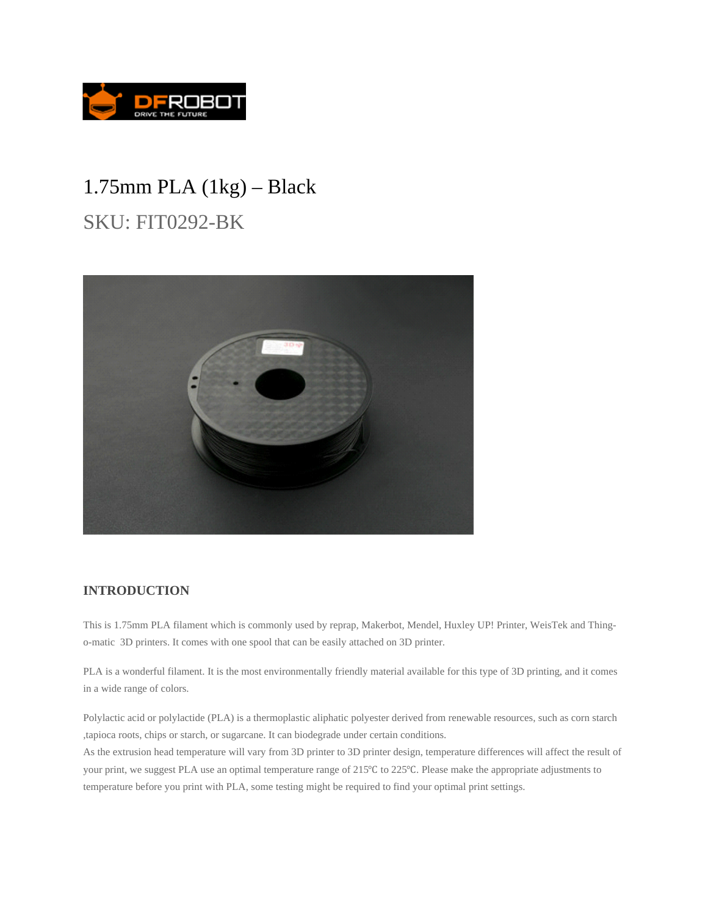# 1.75mm PLA (1kg) – Black

## SKU: FIT0292-BK

### INTRODUCTION

This is 1.75mm PLA filament which is commonly used by reprap, Makerbot, Mendel, Huxley UP! Printer, WeisTek and Thing-o-matic 3D printers. It comes with one spool that can be easily attached on 3D printer.

PLA is a wonderful filament. It is the most environmentally friendly material available for this type of 3D printing, and it comes in a wide range of colors.

Polylactic acid or polylactide (PLA) is a thermoplastic aliphatic polyester derived from renewable resources, such as corn starch ,tapioca roots, chips or starch, or sugarcane. It can biodegrade under certain conditions.
As the extrusion head temperature will vary from 3D printer to 3D printer design, temperature differences will affect the result of your print, we suggest PLA use an optimal temperature range of 215℃ to 225℃. Please make the appropriate adjustments to temperature before you print with PLA, some testing might be required to find your optimal print settings.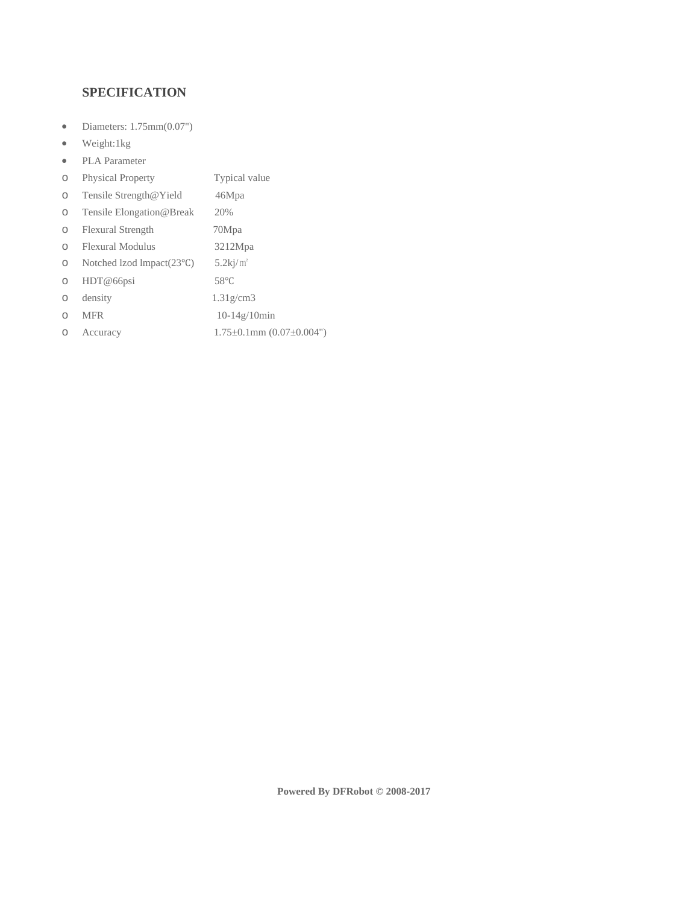## SPECIFICATION

- Diameters: 1.75mm(0.07")
- Weight:1kg
- PLA Parameter
  - Physical Property Typical value
  - Tensile Strength@Yield 46Mpa
  - Tensile Elongation@Break 20%
  - Flexural Strength 70Mpa
  - Flexural Modulus 3212Mpa
  - Notched lzod lmpact(23℃) 5.2kj/㎡
  - HDT@66psi 58℃
  - density 1.31g/cm3
  - MFR 10-14g/10min
  - Accuracy 1.75±0.1mm (0.07±0.004")